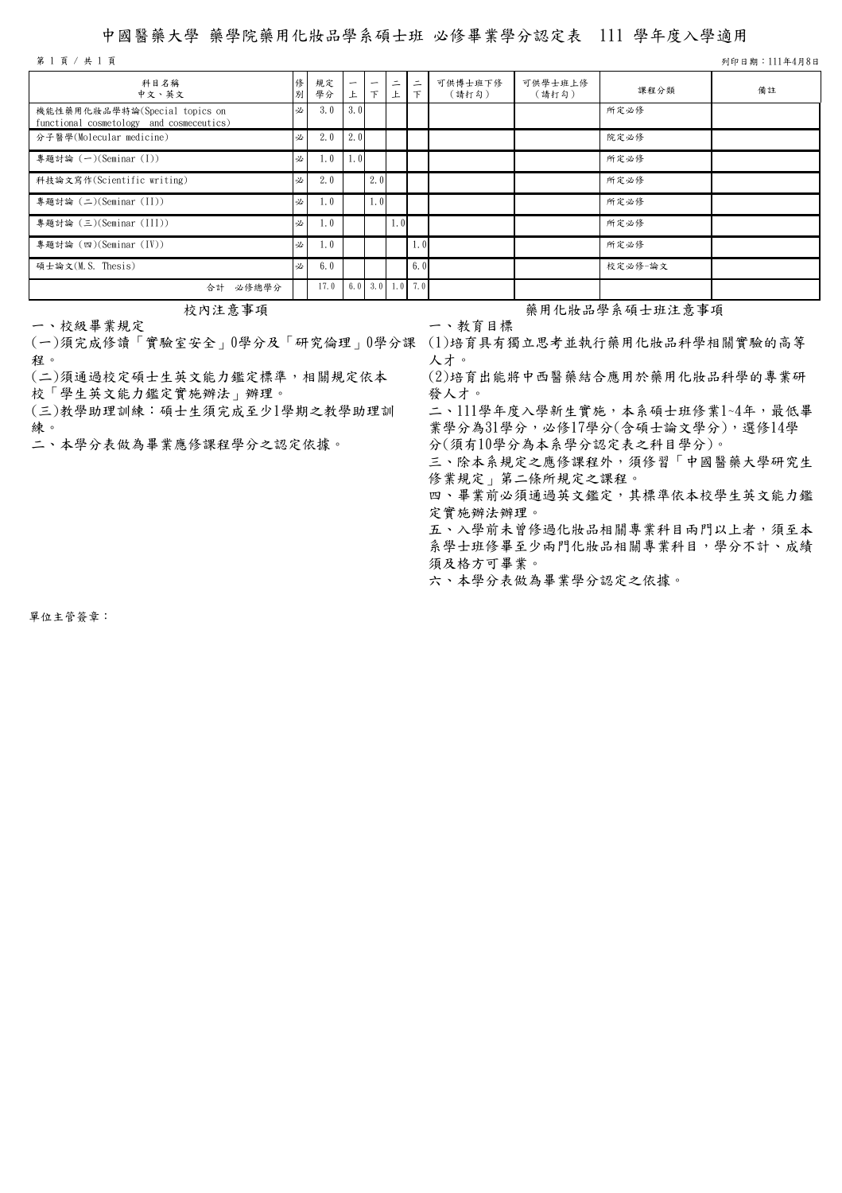# 中國醫藥大學 藥學院藥用化妝品學系碩士班 必修畢業學分認定表 111 學年度入學適用

列印日期：111年4月8日

| 科目名稱<br>中文、英文 | 修別 | 規定學分 | 一上 | 一下 | 二上 | 二下 | 可供博士班下修（請打勾） | 可供學士班上修（請打勾） | 課程分類 | 備註 |
|---|---|---|---|---|---|---|---|---|---|---|
| 機能性藥用化妝品學特論(Special topics on functional cosmetology and cosmeceutics) | 必 | 3.0 | 3.0 | | | | | | 所定必修 | |
| 分子醫學(Molecular medicine) | 必 | 2.0 | 2.0 | | | | | | 院定必修 | |
| 專題討論 (一)(Seminar (I)) | 必 | 1.0 | 1.0 | | | | | | 所定必修 | |
| 科技論文寫作(Scientific writing) | 必 | 2.0 | | 2.0 | | | | | 所定必修 | |
| 專題討論 (二)(Seminar (II)) | 必 | 1.0 | | 1.0 | | | | | 所定必修 | |
| 專題討論 (三)(Seminar (III)) | 必 | 1.0 | | | 1.0 | | | | 所定必修 | |
| 專題討論 (四)(Seminar (IV)) | 必 | 1.0 | | | | 1.0 | | | 所定必修 | |
| 碩士論文(M.S. Thesis) | 必 | 6.0 | | | | 6.0 | | | 校定必修-論文 | |
| 合計 必修總學分 | | 17.0 | 6.0 | 3.0 | 1.0 | 7.0 | | | | |

## 校內注意事項

一、校級畢業規定

(一)須完成修讀「實驗室安全」0學分及「研究倫理」0學分課程。

(二)須通過校定碩士生英文能力鑑定標準，相關規定依本校「學生英文能力鑑定實施辦法」辦理。

(三)教學助理訓練：碩士生須完成至少1學期之教學助理訓練。

二、本學分表做為畢業應修課程學分之認定依據。

## 藥用化妝品學系碩士班注意事項

一、教育目標

(1)培育具有獨立思考並執行藥用化妝品科學相關實驗的高等人才。

(2)培育出能將中西醫藥結合應用於藥用化妝品科學的專業研發人才。

二、111學年度入學新生實施，本系碩士班修業1~4年，最低畢業學分為31學分，必修17學分(含碩士論文學分)，選修14學分(須有10學分為本系學分認定表之科目學分)。

三、除本系規定之應修課程外，須修習「中國醫藥大學研究生修業規定」第二條所規定之課程。

四、畢業前必須通過英文鑑定，其標準依本校學生英文能力鑑定實施辦法辦理。

五、入學前未曾修過化妝品相關專業科目兩門以上者，須至本系學士班修畢至少兩門化妝品相關專業科目，學分不計、成績須及格方可畢業。

六、本學分表做為畢業學分認定之依據。

單位主管簽章：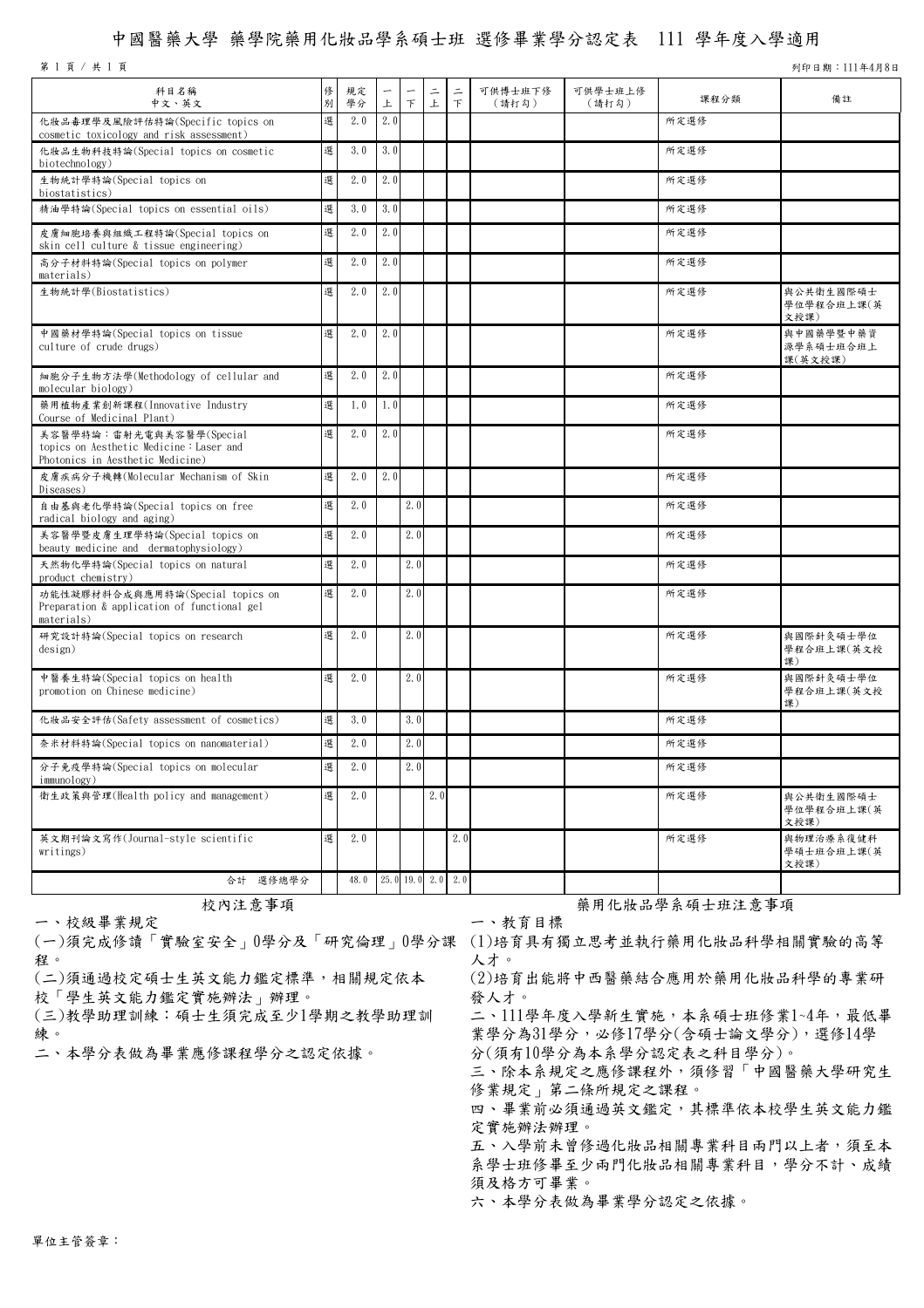# 中國醫藥大學 藥學院藥用化妝品學系碩士班 選修畢業學分認定表 111 學年度入學適用

列印日期：111年4月8日

| 科目名稱<br>中文、英文 | 修別 | 規定學分 | 一上 | 一下 | 二上 | 二下 | 可供博士班下修(請打勾) | 可供學士班上修(請打勾) | 課程分類 | 備註 |
|---|---|---|---|---|---|---|---|---|---|---|
| 化妝品毒理學及風險評估特論(Specific topics on cosmetic toxicology and risk assessment) | 選 | 2.0 | 2.0 | | | | | | 所定選修 | |
| 化妝品生物科技特論(Special topics on cosmetic biotechnology) | 選 | 3.0 | 3.0 | | | | | | 所定選修 | |
| 生物統計學特論(Special topics on biostatistics) | 選 | 2.0 | 2.0 | | | | | | 所定選修 | |
| 精油學特論(Special topics on essential oils) | 選 | 3.0 | 3.0 | | | | | | 所定選修 | |
| 皮膚細胞培養與組織工程特論(Special topics on skin cell culture & tissue engineering) | 選 | 2.0 | 2.0 | | | | | | 所定選修 | |
| 高分子材料特論(Special topics on polymer materials) | 選 | 2.0 | 2.0 | | | | | | 所定選修 | |
| 生物統計學(Biostatistics) | 選 | 2.0 | 2.0 | | | | | | 所定選修 | 與公共衛生國際碩士學位學程合班上課(英文授課) |
| 中國藥材學特論(Special topics on tissue culture of crude drugs) | 選 | 2.0 | 2.0 | | | | | | 所定選修 | 與中國藥學暨中藥資源學系碩士班合班上課(英文授課) |
| 細胞分子生物方法學(Methodology of cellular and molecular biology) | 選 | 2.0 | 2.0 | | | | | | 所定選修 | |
| 藥用植物產業創新課程(Innovative Industry Course of Medicinal Plant) | 選 | 1.0 | 1.0 | | | | | | 所定選修 | |
| 美容醫學特論：雷射光電與美容醫學(Special topics on Aesthetic Medicine：Laser and Photonics in Aesthetic Medicine) | 選 | 2.0 | 2.0 | | | | | | 所定選修 | |
| 皮膚疾病分子機轉(Molecular Mechanism of Skin Diseases) | 選 | 2.0 | 2.0 | | | | | | 所定選修 | |
| 自由基與老化學特論(Special topics on free radical biology and aging) | 選 | 2.0 | | 2.0 | | | | | 所定選修 | |
| 美容醫學暨皮膚生理學特論(Special topics on beauty medicine and dermatophysiology) | 選 | 2.0 | | 2.0 | | | | | 所定選修 | |
| 天然物化學特論(Special topics on natural product chemistry) | 選 | 2.0 | | 2.0 | | | | | 所定選修 | |
| 功能性凝膠材料合成與應用特論(Special topics on Preparation & application of functional gel materials) | 選 | 2.0 | | 2.0 | | | | | 所定選修 | |
| 研究設計特論(Special topics on research design) | 選 | 2.0 | | 2.0 | | | | | 所定選修 | 與國際針灸碩士學位學程合班上課(英文授課) |
| 中醫養生特論(Special topics on health promotion on Chinese medicine) | 選 | 2.0 | | 2.0 | | | | | 所定選修 | 與國際針灸碩士學位學程合班上課(英文授課) |
| 化妝品安全評估(Safety assessment of cosmetics) | 選 | 3.0 | | 3.0 | | | | | 所定選修 | |
| 奈米材料特論(Special topics on nanomaterial) | 選 | 2.0 | | 2.0 | | | | | 所定選修 | |
| 分子免疫學特論(Special topics on molecular immunology) | 選 | 2.0 | | 2.0 | | | | | 所定選修 | |
| 衛生政策與管理(Health policy and management) | 選 | 2.0 | | | 2.0 | | | | 所定選修 | 與公共衛生國際碩士學位學程合班上課(英文授課) |
| 英文期刊論文寫作(Journal-style scientific writings) | 選 | 2.0 | | | | 2.0 | | | 所定選修 | 與物理治療系復健科學碩士班合班上課(英文授課) |
| 合計 選修總學分 | | 48.0 | 25.0 | 19.0 | 2.0 | 2.0 | | | | |

## 校內注意事項

一、校級畢業規定

(一)須完成修讀「實驗室安全」0學分及「研究倫理」0學分課程。

(二)須通過校定碩士生英文能力鑑定標準，相關規定依本校「學生英文能力鑑定實施辦法」辦理。

(三)教學助理訓練：碩士生須完成至少1學期之教學助理訓練。

二、本學分表做為畢業應修課程學分之認定依據。

## 藥用化妝品學系碩士班注意事項

一、教育目標

(1)培育具有獨立思考並執行藥用化妝品科學相關實驗的高等人才。

(2)培育出能將中西醫藥結合應用於藥用化妝品科學的專業研發人才。

二、111學年度入學新生實施，本系碩士班修業1~4年，最低畢業學分為31學分，必修17學分(含碩士論文學分)，選修14學分(須有10學分為本系學分認定表之科目學分)。

三、除本系規定之應修課程外，須修習「中國醫藥大學研究生修業規定」第二條所規定之課程。

四、畢業前必須通過英文鑑定，其標準依本校學生英文能力鑑定實施辦法辦理。

五、入學前未曾修過化妝品相關專業科目兩門以上者，須至本系學士班修畢至少兩門化妝品相關專業科目，學分不計、成績須及格方可畢業。

六、本學分表做為畢業學分認定之依據。

單位主管簽章：